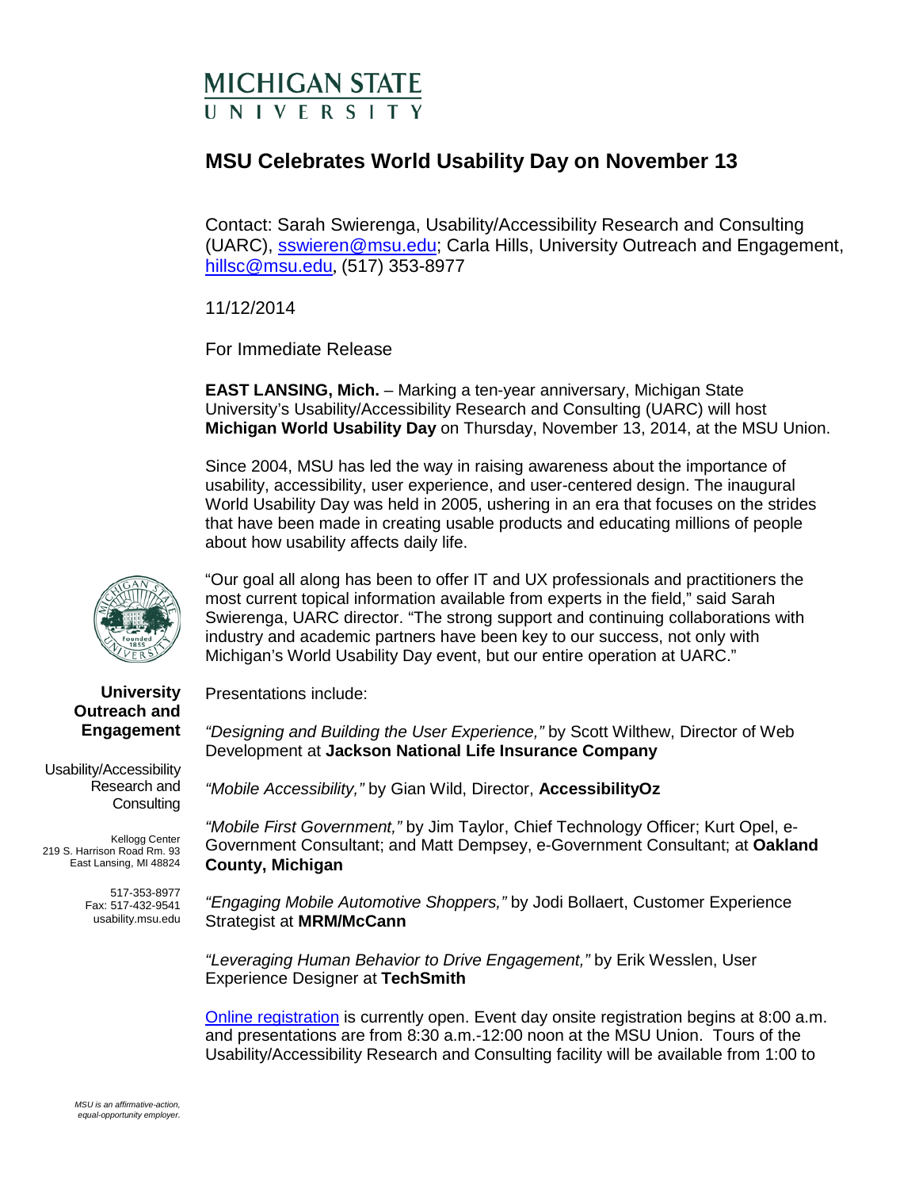# MICHIGAN STATE UNIVERSITY

## MSU Celebrates World Usability Day on November 13

Contact: Sarah Swierenga, Usability/Accessibility Research and Consulting (UARC), sswieren@msu.edu; Carla Hills, University Outreach and Engagement, hillsc@msu.edu, (517) 353-8977

11/12/2014

For Immediate Release

**EAST LANSING, Mich.** – Marking a ten-year anniversary, Michigan State University's Usability/Accessibility Research and Consulting (UARC) will host **Michigan World Usability Day** on Thursday, November 13, 2014, at the MSU Union.

Since 2004, MSU has led the way in raising awareness about the importance of usability, accessibility, user experience, and user-centered design. The inaugural World Usability Day was held in 2005, ushering in an era that focuses on the strides that have been made in creating usable products and educating millions of people about how usability affects daily life.

"Our goal all along has been to offer IT and UX professionals and practitioners the most current topical information available from experts in the field," said Sarah Swierenga, UARC director. "The strong support and continuing collaborations with industry and academic partners have been key to our success, not only with Michigan's World Usability Day event, but our entire operation at UARC."

Presentations include:

*"Designing and Building the User Experience,"* by Scott Wilthew, Director of Web Development at **Jackson National Life Insurance Company**

*"Mobile Accessibility,"* by Gian Wild, Director, **AccessibilityOz**

*"Mobile First Government,"* by Jim Taylor, Chief Technology Officer; Kurt Opel, e-Government Consultant; and Matt Dempsey, e-Government Consultant; at **Oakland County, Michigan**

*"Engaging Mobile Automotive Shoppers,"* by Jodi Bollaert, Customer Experience Strategist at **MRM/McCann**

*"Leveraging Human Behavior to Drive Engagement,"* by Erik Wesslen, User Experience Designer at **TechSmith**

Online registration is currently open. Event day onsite registration begins at 8:00 a.m. and presentations are from 8:30 a.m.-12:00 noon at the MSU Union. Tours of the Usability/Accessibility Research and Consulting facility will be available from 1:00 to

**University Outreach and Engagement**

Usability/Accessibility Research and Consulting

Kellogg Center
219 S. Harrison Road Rm. 93
East Lansing, MI 48824

517-353-8977
Fax: 517-432-9541
usability.msu.edu

*MSU is an affirmative-action, equal-opportunity employer.*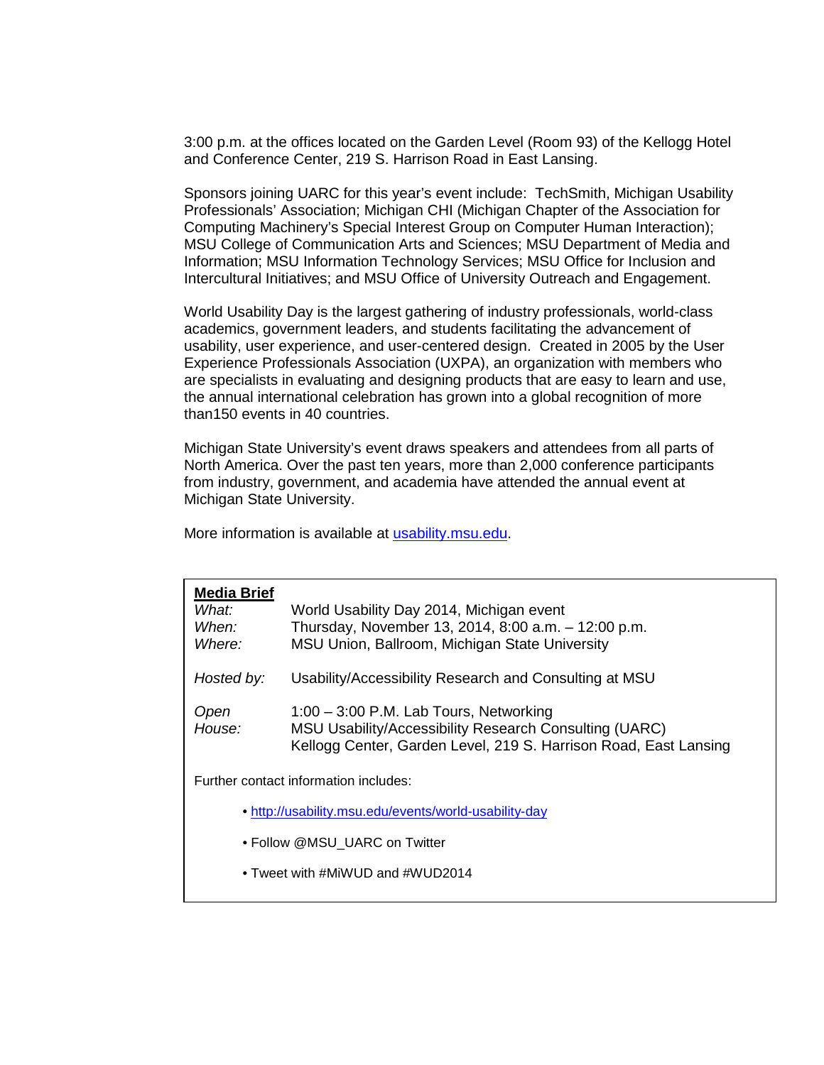3:00 p.m. at the offices located on the Garden Level (Room 93) of the Kellogg Hotel and Conference Center, 219 S. Harrison Road in East Lansing.

Sponsors joining UARC for this year's event include: TechSmith, Michigan Usability Professionals' Association; Michigan CHI (Michigan Chapter of the Association for Computing Machinery's Special Interest Group on Computer Human Interaction); MSU College of Communication Arts and Sciences; MSU Department of Media and Information; MSU Information Technology Services; MSU Office for Inclusion and Intercultural Initiatives; and MSU Office of University Outreach and Engagement.

World Usability Day is the largest gathering of industry professionals, world-class academics, government leaders, and students facilitating the advancement of usability, user experience, and user-centered design. Created in 2005 by the User Experience Professionals Association (UXPA), an organization with members who are specialists in evaluating and designing products that are easy to learn and use, the annual international celebration has grown into a global recognition of more than150 events in 40 countries.

Michigan State University's event draws speakers and attendees from all parts of North America. Over the past ten years, more than 2,000 conference participants from industry, government, and academia have attended the annual event at Michigan State University.

More information is available at [usability.msu.edu](usability.msu.edu).

**Media Brief**

| | |
|---|---|
| *What:* | World Usability Day 2014, Michigan event |
| *When:* | Thursday, November 13, 2014, 8:00 a.m. – 12:00 p.m. |
| *Where:* | MSU Union, Ballroom, Michigan State University |
| *Hosted by:* | Usability/Accessibility Research and Consulting at MSU |
| *Open House:* | 1:00 – 3:00 P.M. Lab Tours, Networking<br>MSU Usability/Accessibility Research Consulting (UARC)<br>Kellogg Center, Garden Level, 219 S. Harrison Road, East Lansing |

Further contact information includes:

- [http://usability.msu.edu/events/world-usability-day](http://usability.msu.edu/events/world-usability-day)
- Follow @MSU_UARC on Twitter
- Tweet with #MiWUD and #WUD2014